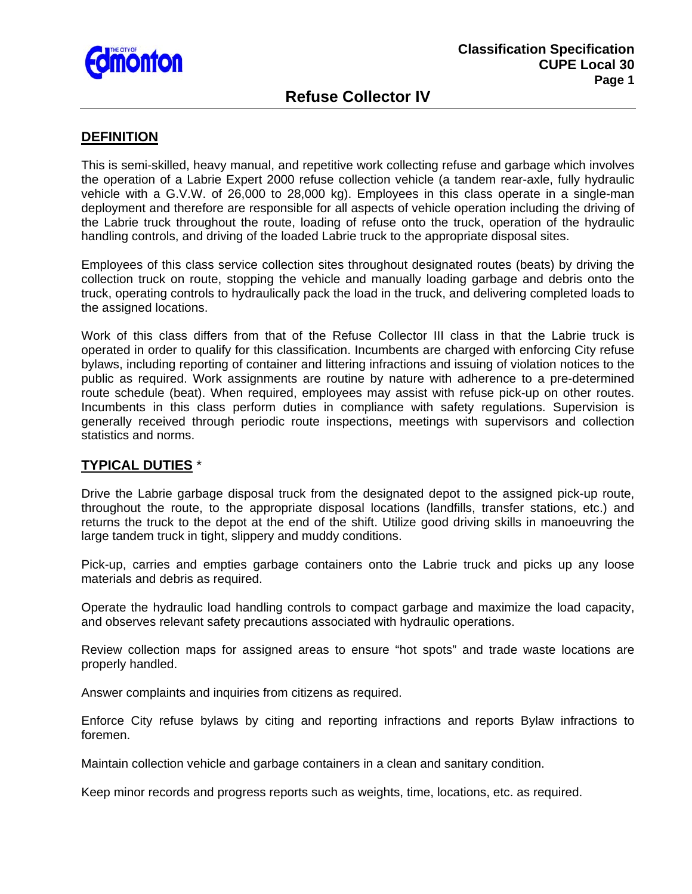# Refuse Collector IV

## DEFINITION

This is semi-skilled, heavy manual, and repetitive work collecting refuse and garbage which involves the operation of a Labrie Expert 2000 refuse collection vehicle (a tandem rear-axle, fully hydraulic vehicle with a G.V.W. of 26,000 to 28,000 kg). Employees in this class operate in a single-man deployment and therefore are responsible for all aspects of vehicle operation including the driving of the Labrie truck throughout the route, loading of refuse onto the truck, operation of the hydraulic handling controls, and driving of the loaded Labrie truck to the appropriate disposal sites.

Employees of this class service collection sites throughout designated routes (beats) by driving the collection truck on route, stopping the vehicle and manually loading garbage and debris onto the truck, operating controls to hydraulically pack the load in the truck, and delivering completed loads to the assigned locations.

Work of this class differs from that of the Refuse Collector III class in that the Labrie truck is operated in order to qualify for this classification. Incumbents are charged with enforcing City refuse bylaws, including reporting of container and littering infractions and issuing of violation notices to the public as required. Work assignments are routine by nature with adherence to a pre-determined route schedule (beat). When required, employees may assist with refuse pick-up on other routes. Incumbents in this class perform duties in compliance with safety regulations. Supervision is generally received through periodic route inspections, meetings with supervisors and collection statistics and norms.

## TYPICAL DUTIES *

Drive the Labrie garbage disposal truck from the designated depot to the assigned pick-up route, throughout the route, to the appropriate disposal locations (landfills, transfer stations, etc.) and returns the truck to the depot at the end of the shift. Utilize good driving skills in manoeuvring the large tandem truck in tight, slippery and muddy conditions.

Pick-up, carries and empties garbage containers onto the Labrie truck and picks up any loose materials and debris as required.

Operate the hydraulic load handling controls to compact garbage and maximize the load capacity, and observes relevant safety precautions associated with hydraulic operations.

Review collection maps for assigned areas to ensure "hot spots" and trade waste locations are properly handled.

Answer complaints and inquiries from citizens as required.

Enforce City refuse bylaws by citing and reporting infractions and reports Bylaw infractions to foremen.

Maintain collection vehicle and garbage containers in a clean and sanitary condition.

Keep minor records and progress reports such as weights, time, locations, etc. as required.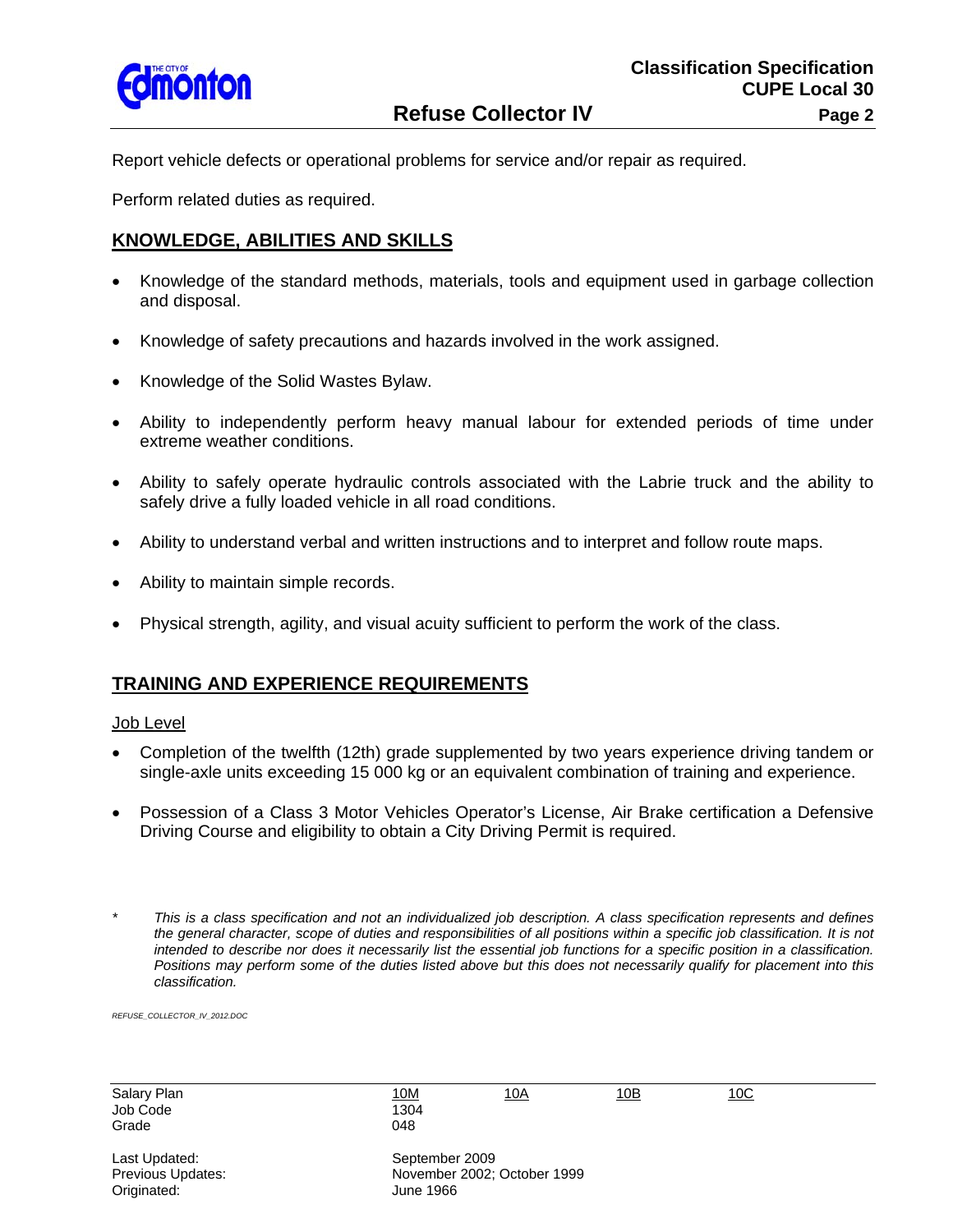Report vehicle defects or operational problems for service and/or repair as required.

Perform related duties as required.

## KNOWLEDGE, ABILITIES AND SKILLS

- Knowledge of the standard methods, materials, tools and equipment used in garbage collection and disposal.
- Knowledge of safety precautions and hazards involved in the work assigned.
- Knowledge of the Solid Wastes Bylaw.
- Ability to independently perform heavy manual labour for extended periods of time under extreme weather conditions.
- Ability to safely operate hydraulic controls associated with the Labrie truck and the ability to safely drive a fully loaded vehicle in all road conditions.
- Ability to understand verbal and written instructions and to interpret and follow route maps.
- Ability to maintain simple records.
- Physical strength, agility, and visual acuity sufficient to perform the work of the class.

## TRAINING AND EXPERIENCE REQUIREMENTS

Job Level

- Completion of the twelfth (12th) grade supplemented by two years experience driving tandem or single-axle units exceeding 15 000 kg or an equivalent combination of training and experience.
- Possession of a Class 3 Motor Vehicles Operator's License, Air Brake certification a Defensive Driving Course and eligibility to obtain a City Driving Permit is required.

\* *This is a class specification and not an individualized job description. A class specification represents and defines the general character, scope of duties and responsibilities of all positions within a specific job classification. It is not intended to describe nor does it necessarily list the essential job functions for a specific position in a classification. Positions may perform some of the duties listed above but this does not necessarily qualify for placement into this classification.*

*REFUSE_COLLECTOR_IV_2012.DOC*

| | | | | |
|---|---|---|---|---|
| Salary Plan | 10M | 10A | 10B | 10C |
| Job Code | 1304 | | | |
| Grade | 048 | | | |

| | |
|---|---|
| Last Updated: | September 2009 |
| Previous Updates: | November 2002; October 1999 |
| Originated: | June 1966 |